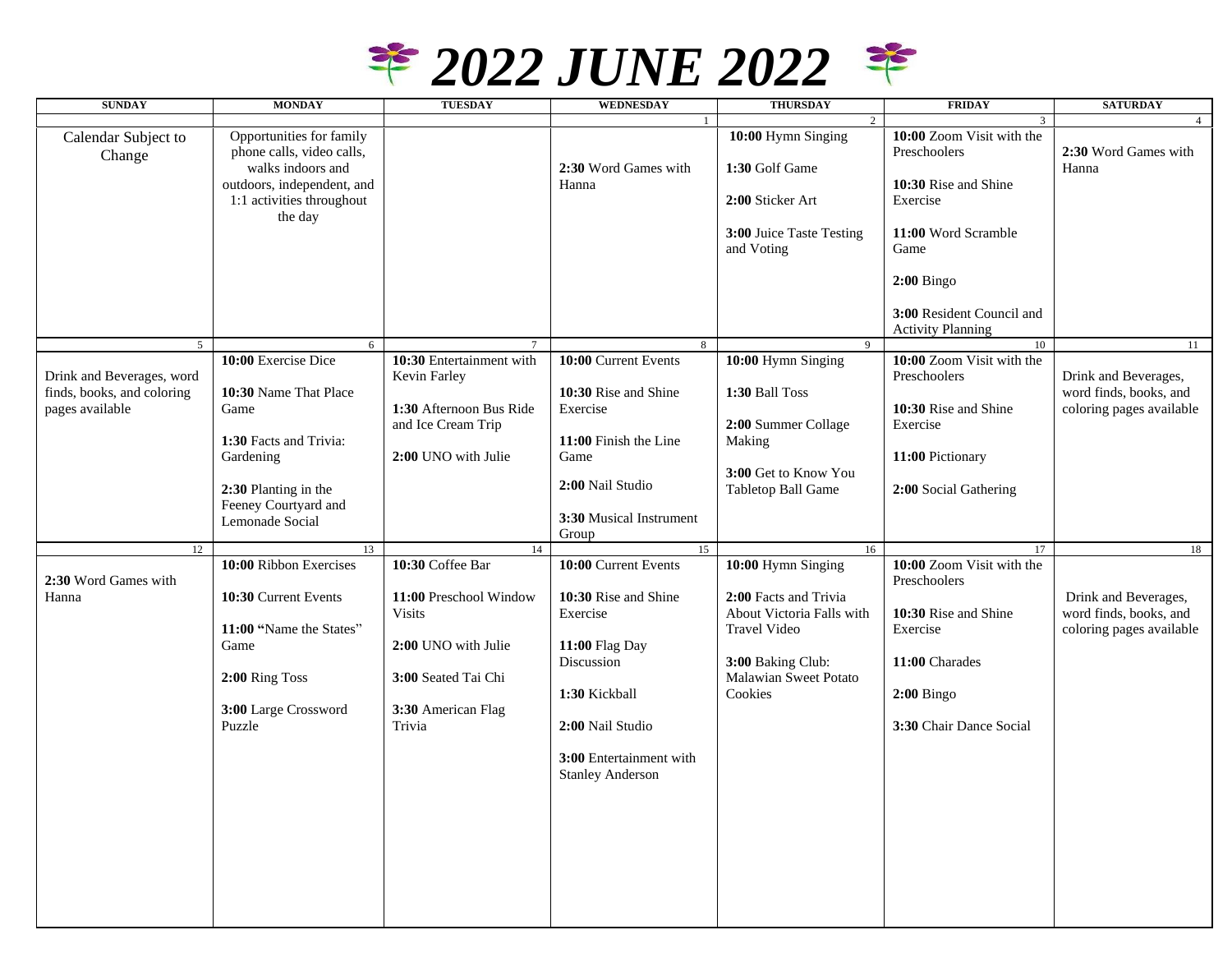# 2022 JUNE 2022

| SUNDAY | MONDAY | TUESDAY | WEDNESDAY | THURSDAY | FRIDAY | SATURDAY |
|---|---|---|---|---|---|---|
| | | | 1 | 2 | 3 | 4 |
| Calendar Subject to Change | Opportunities for family phone calls, video calls, walks indoors and outdoors, independent, and 1:1 activities throughout the day | | **2:30** Word Games with Hanna | **10:00** Hymn Singing<br><br>**1:30** Golf Game<br><br>**2:00** Sticker Art<br><br>**3:00** Juice Taste Testing and Voting | **10:00** Zoom Visit with the Preschoolers<br><br>**10:30** Rise and Shine Exercise<br><br>**11:00** Word Scramble Game<br><br>**2:00** Bingo<br><br>**3:00** Resident Council and Activity Planning | **2:30** Word Games with Hanna |
| 5 | 6 | 7 | 8 | 9 | 10 | 11 |
| Drink and Beverages, word finds, books, and coloring pages available | **10:00** Exercise Dice<br><br>**10:30** Name That Place Game<br><br>**1:30** Facts and Trivia: Gardening<br><br>**2:30** Planting in the Feeney Courtyard and Lemonade Social | **10:30** Entertainment with Kevin Farley<br><br>**1:30** Afternoon Bus Ride and Ice Cream Trip<br><br>**2:00** UNO with Julie | **10:00** Current Events<br><br>**10:30** Rise and Shine Exercise<br><br>**11:00** Finish the Line Game<br><br>**2:00** Nail Studio<br><br>**3:30** Musical Instrument Group | **10:00** Hymn Singing<br><br>**1:30** Ball Toss<br><br>**2:00** Summer Collage Making<br><br>**3:00** Get to Know You Tabletop Ball Game | **10:00** Zoom Visit with the Preschoolers<br><br>**10:30** Rise and Shine Exercise<br><br>**11:00** Pictionary<br><br>**2:00** Social Gathering | Drink and Beverages, word finds, books, and coloring pages available |
| 12 | 13 | 14 | 15 | 16 | 17 | 18 |
| **2:30** Word Games with Hanna | **10:00** Ribbon Exercises<br><br>**10:30** Current Events<br><br>**11:00** "Name the States" Game<br><br>**2:00** Ring Toss<br><br>**3:00** Large Crossword Puzzle | **10:30** Coffee Bar<br><br>**11:00** Preschool Window Visits<br><br>**2:00** UNO with Julie<br><br>**3:00** Seated Tai Chi<br><br>**3:30** American Flag Trivia | **10:00** Current Events<br><br>**10:30** Rise and Shine Exercise<br><br>**11:00** Flag Day Discussion<br><br>**1:30** Kickball<br><br>**2:00** Nail Studio<br><br>**3:00** Entertainment with Stanley Anderson | **10:00** Hymn Singing<br><br>**2:00** Facts and Trivia About Victoria Falls with Travel Video<br><br>**3:00** Baking Club: Malawian Sweet Potato Cookies | **10:00** Zoom Visit with the Preschoolers<br><br>**10:30** Rise and Shine Exercise<br><br>**11:00** Charades<br><br>**2:00** Bingo<br><br>**3:30** Chair Dance Social | Drink and Beverages, word finds, books, and coloring pages available |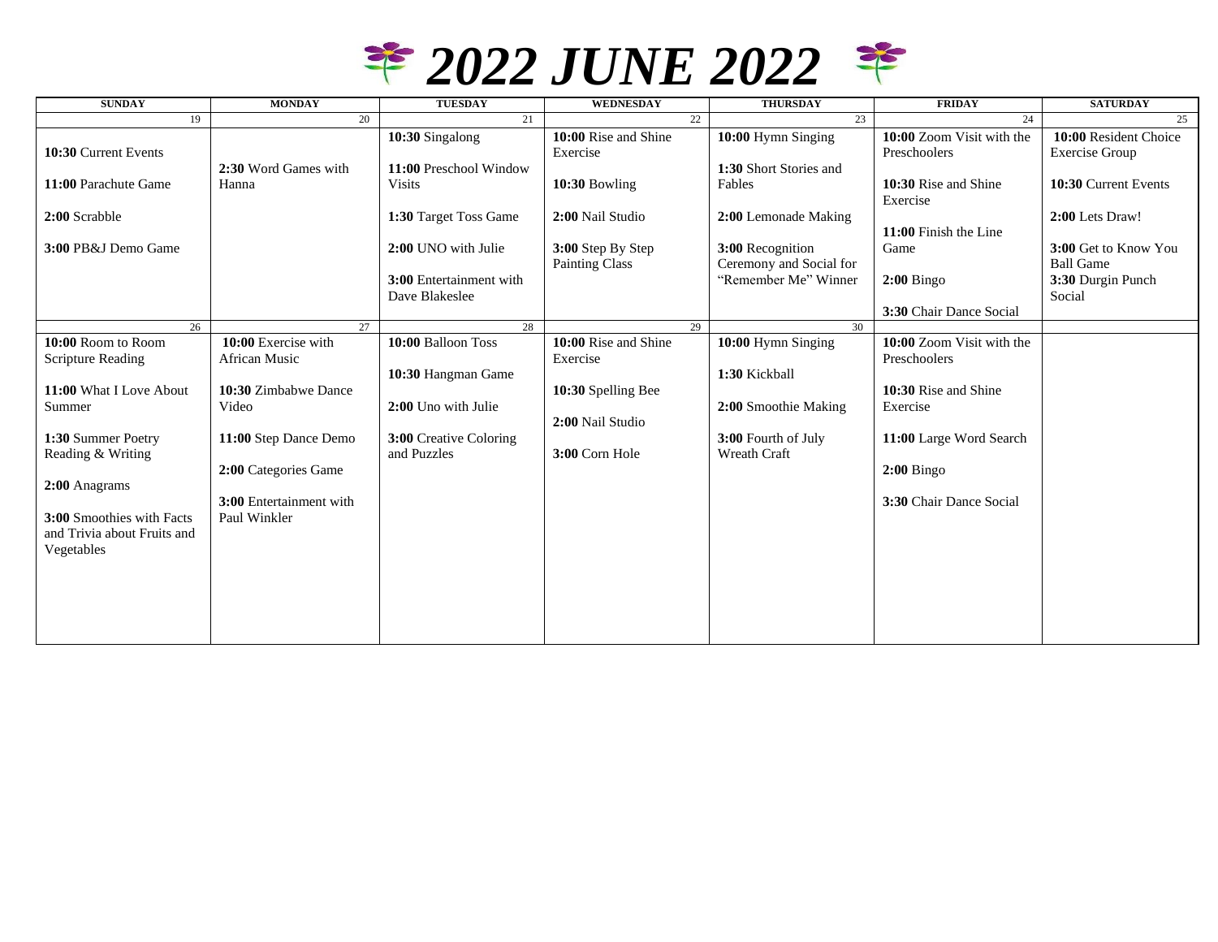# 2022 JUNE 2022

| SUNDAY | MONDAY | TUESDAY | WEDNESDAY | THURSDAY | FRIDAY | SATURDAY |
|---|---|---|---|---|---|---|
| 19 | 20 | 21 | 22 | 23 | 24 | 25 |
| **10:30** Current Events<br><br>**11:00** Parachute Game<br><br>**2:00** Scrabble<br><br>**3:00** PB&J Demo Game | **2:30** Word Games with Hanna | **10:30** Singalong<br><br>**11:00** Preschool Window Visits<br><br>**1:30** Target Toss Game<br><br>**2:00** UNO with Julie<br><br>**3:00** Entertainment with Dave Blakeslee | **10:00** Rise and Shine Exercise<br><br>**10:30** Bowling<br><br>**2:00** Nail Studio<br><br>**3:00** Step By Step Painting Class | **10:00** Hymn Singing<br><br>**1:30** Short Stories and Fables<br><br>**2:00** Lemonade Making<br><br>**3:00** Recognition Ceremony and Social for "Remember Me" Winner | **10:00** Zoom Visit with the Preschoolers<br><br>**10:30** Rise and Shine Exercise<br><br>**11:00** Finish the Line Game<br><br>**2:00** Bingo<br><br>**3:30** Chair Dance Social | **10:00** Resident Choice Exercise Group<br><br>**10:30** Current Events<br><br>**2:00** Lets Draw!<br><br>**3:00** Get to Know You Ball Game<br>**3:30** Durgin Punch Social |
| 26 | 27 | 28 | 29 | 30 | | |
| **10:00** Room to Room Scripture Reading<br><br>**11:00** What I Love About Summer<br><br>**1:30** Summer Poetry Reading & Writing<br><br>**2:00** Anagrams<br><br>**3:00** Smoothies with Facts and Trivia about Fruits and Vegetables | **10:00** Exercise with African Music<br><br>**10:30** Zimbabwe Dance Video<br><br>**11:00** Step Dance Demo<br><br>**2:00** Categories Game<br><br>**3:00** Entertainment with Paul Winkler | **10:00** Balloon Toss<br><br>**10:30** Hangman Game<br><br>**2:00** Uno with Julie<br><br>**3:00** Creative Coloring and Puzzles | **10:00** Rise and Shine Exercise<br><br>**10:30** Spelling Bee<br><br>**2:00** Nail Studio<br><br>**3:00** Corn Hole | **10:00** Hymn Singing<br><br>**1:30** Kickball<br><br>**2:00** Smoothie Making<br><br>**3:00** Fourth of July Wreath Craft | **10:00** Zoom Visit with the Preschoolers<br><br>**10:30** Rise and Shine Exercise<br><br>**11:00** Large Word Search<br><br>**2:00** Bingo<br><br>**3:30** Chair Dance Social | |